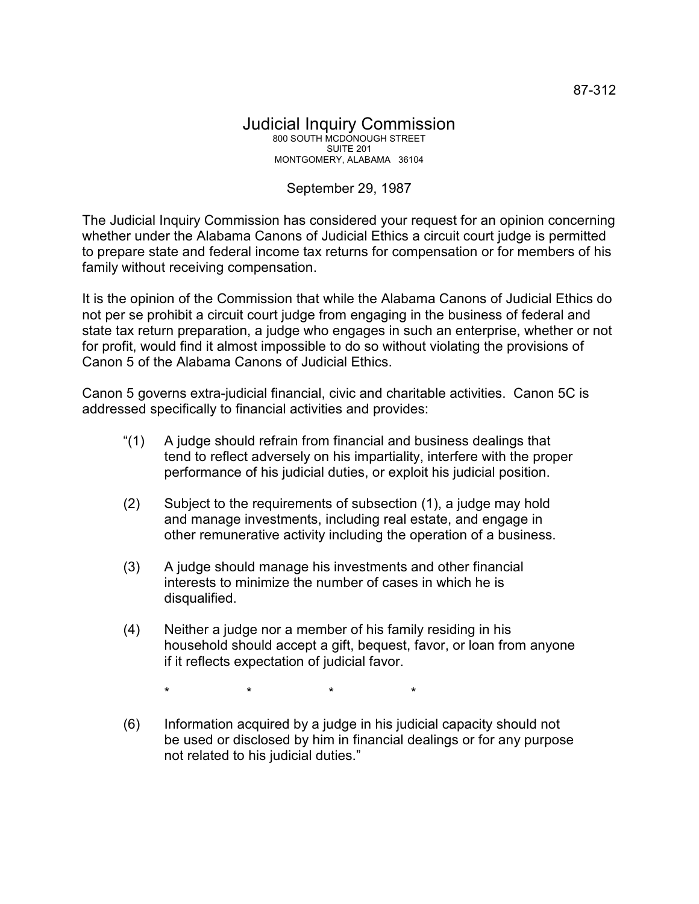87-312

# Judicial Inquiry Commission

800 SOUTH MCDONOUGH STREET
SUITE 201
MONTGOMERY, ALABAMA 36104

September 29, 1987

The Judicial Inquiry Commission has considered your request for an opinion concerning whether under the Alabama Canons of Judicial Ethics a circuit court judge is permitted to prepare state and federal income tax returns for compensation or for members of his family without receiving compensation.

It is the opinion of the Commission that while the Alabama Canons of Judicial Ethics do not per se prohibit a circuit court judge from engaging in the business of federal and state tax return preparation, a judge who engages in such an enterprise, whether or not for profit, would find it almost impossible to do so without violating the provisions of Canon 5 of the Alabama Canons of Judicial Ethics.

Canon 5 governs extra-judicial financial, civic and charitable activities. Canon 5C is addressed specifically to financial activities and provides:

> "(1) A judge should refrain from financial and business dealings that tend to reflect adversely on his impartiality, interfere with the proper performance of his judicial duties, or exploit his judicial position.
>
> (2) Subject to the requirements of subsection (1), a judge may hold and manage investments, including real estate, and engage in other remunerative activity including the operation of a business.
>
> (3) A judge should manage his investments and other financial interests to minimize the number of cases in which he is disqualified.
>
> (4) Neither a judge nor a member of his family residing in his household should accept a gift, bequest, favor, or loan from anyone if it reflects expectation of judicial favor.
>
> \* \* \* \*
>
> (6) Information acquired by a judge in his judicial capacity should not be used or disclosed by him in financial dealings or for any purpose not related to his judicial duties."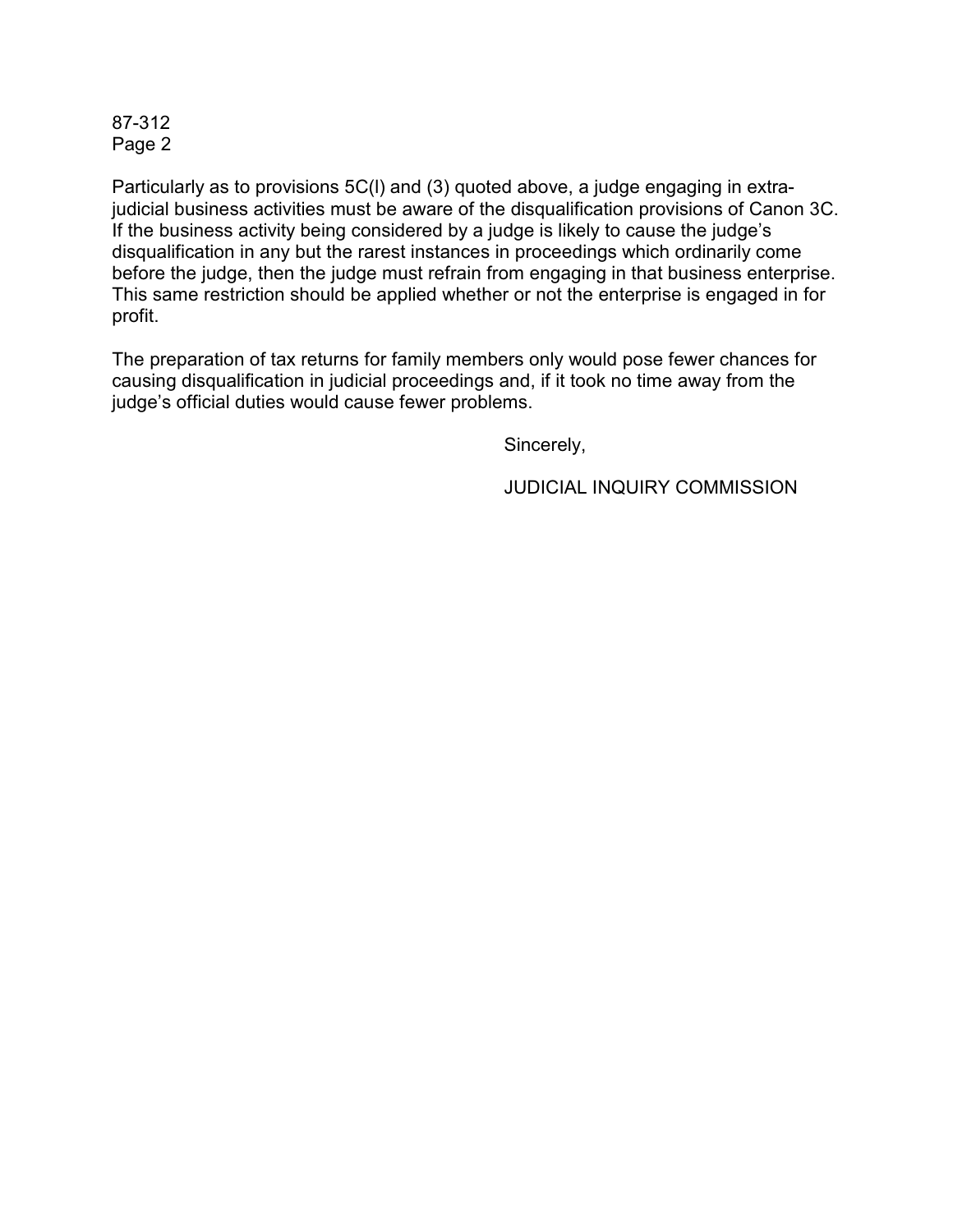Particularly as to provisions 5C(l) and (3) quoted above, a judge engaging in extra-judicial business activities must be aware of the disqualification provisions of Canon 3C. If the business activity being considered by a judge is likely to cause the judge's disqualification in any but the rarest instances in proceedings which ordinarily come before the judge, then the judge must refrain from engaging in that business enterprise. This same restriction should be applied whether or not the enterprise is engaged in for profit.

The preparation of tax returns for family members only would pose fewer chances for causing disqualification in judicial proceedings and, if it took no time away from the judge's official duties would cause fewer problems.

Sincerely,

JUDICIAL INQUIRY COMMISSION